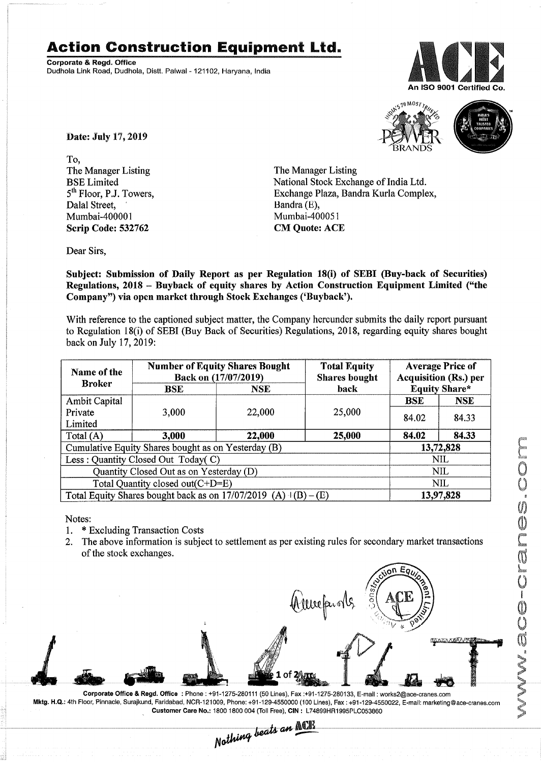# Action Construction Equipment Ltd.

**Corporate & Regd. Office**
Dudhola Link Road, Dudhola, Distt. Palwal - 121102, Haryana, India

An ISO 9001 Certified Co.

**Date: July 17, 2019**

To,
The Manager Listing
BSE Limited
5th Floor, P.J. Towers,
Dalal Street,
Mumbai-400001
**Scrip Code: 532762**

The Manager Listing
National Stock Exchange of India Ltd.
Exchange Plaza, Bandra Kurla Complex,
Bandra (E),
Mumbai-400051
**CM Quote: ACE**

Dear Sirs,

**Subject: Submission of Daily Report as per Regulation 18(i) of SEBI (Buy-back of Securities) Regulations, 2018 – Buyback of equity shares by Action Construction Equipment Limited ("the Company") via open market through Stock Exchanges ('Buyback').**

With reference to the captioned subject matter, the Company hereunder submits the daily report pursuant to Regulation 18(i) of SEBI (Buy Back of Securities) Regulations, 2018, regarding equity shares bought back on July 17, 2019:

| Name of the Broker | Number of Equity Shares Bought Back on (17/07/2019) | | Total Equity Shares bought back | Average Price of Acquisition (Rs.) per Equity Share* | |
|---|---|---|---|---|---|
| | BSE | NSE | | BSE | NSE |
| Ambit Capital Private Limited | 3,000 | 22,000 | 25,000 | 84.02 | 84.33 |
| Total (A) | **3,000** | **22,000** | **25,000** | **84.02** | **84.33** |
| Cumulative Equity Shares bought as on Yesterday (B) | | | | **13,72,828** | |
| Less : Quantity Closed Out Today( C) | | | | NIL | |
| Quantity Closed Out as on Yesterday (D) | | | | NIL | |
| Total Quantity closed out(C+D=E) | | | | NIL | |
| Total Equity Shares bought back as on 17/07/2019 (A) + (B) – (E) | | | | **13,97,828** | |

Notes:
1. * Excluding Transaction Costs
2. The above information is subject to settlement as per existing rules for secondary market transactions of the stock exchanges.

**Corporate Office & Regd. Office** : Phone : +91-1275-280111 (50 Lines), Fax :+91-1275-280133, E-mail : works2@ace-cranes.com
**Mktg. H.Q.:** 4th Floor, Pinnacle, Surajkund, Faridabad, NCR-121009, Phone: +91-129-4550000 (100 Lines), Fax : +91-129-4550022, E-mail: marketing@ace-cranes.com
Customer Care No.: 1800 1800 004 (Toll Free), CIN : L74899HR1995PLC053860

*Nothing beats an ACE*

www.ace-cranes.com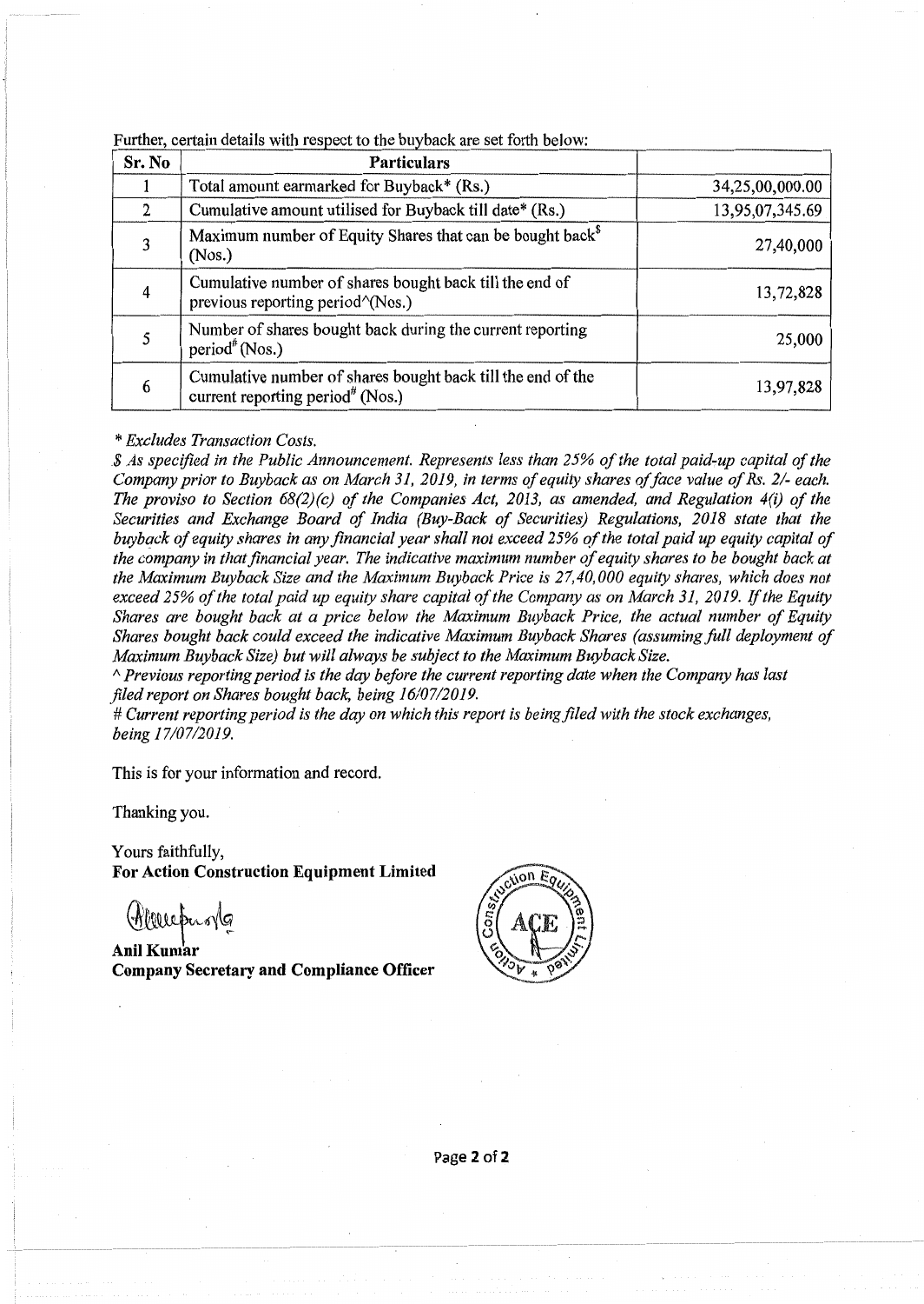Further, certain details with respect to the buyback are set forth below:

| Sr. No | Particulars | |
|---|---|---|
| 1 | Total amount earmarked for Buyback* (Rs.) | 34,25,00,000.00 |
| 2 | Cumulative amount utilised for Buyback till date* (Rs.) | 13,95,07,345.69 |
| 3 | Maximum number of Equity Shares that can be bought back$ (Nos.) | 27,40,000 |
| 4 | Cumulative number of shares bought back till the end of previous reporting period^(Nos.) | 13,72,828 |
| 5 | Number of shares bought back during the current reporting period# (Nos.) | 25,000 |
| 6 | Cumulative number of shares bought back till the end of the current reporting period# (Nos.) | 13,97,828 |

*\* Excludes Transaction Costs.*

*$ As specified in the Public Announcement. Represents less than 25% of the total paid-up capital of the Company prior to Buyback as on March 31, 2019, in terms of equity shares of face value of Rs. 2/- each. The proviso to Section 68(2)(c) of the Companies Act, 2013, as amended, and Regulation 4(i) of the Securities and Exchange Board of India (Buy-Back of Securities) Regulations, 2018 state that the buyback of equity shares in any financial year shall not exceed 25% of the total paid up equity capital of the company in that financial year. The indicative maximum number of equity shares to be bought back at the Maximum Buyback Size and the Maximum Buyback Price is 27,40,000 equity shares, which does not exceed 25% of the total paid up equity share capital of the Company as on March 31, 2019. If the Equity Shares are bought back at a price below the Maximum Buyback Price, the actual number of Equity Shares bought back could exceed the indicative Maximum Buyback Shares (assuming full deployment of Maximum Buyback Size) but will always be subject to the Maximum Buyback Size.*

*^ Previous reporting period is the day before the current reporting date when the Company has last filed report on Shares bought back, being 16/07/2019.*

*# Current reporting period is the day on which this report is being filed with the stock exchanges, being 17/07/2019.*

This is for your information and record.

Thanking you.

Yours faithfully,

**For Action Construction Equipment Limited**

**Anil Kumar**

**Company Secretary and Compliance Officer**